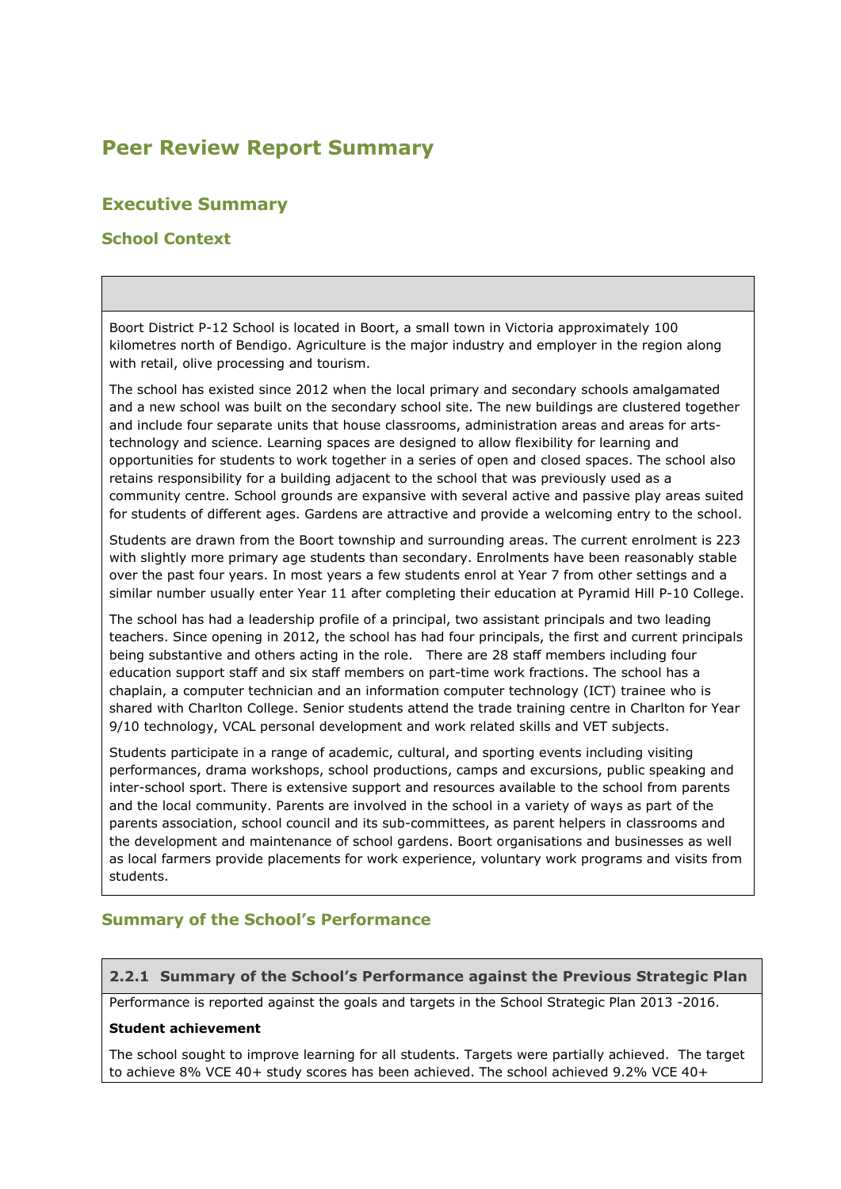# Peer Review Report Summary

## Executive Summary

### School Context

Boort District P-12 School is located in Boort, a small town in Victoria approximately 100 kilometres north of Bendigo. Agriculture is the major industry and employer in the region along with retail, olive processing and tourism.

The school has existed since 2012 when the local primary and secondary schools amalgamated and a new school was built on the secondary school site. The new buildings are clustered together and include four separate units that house classrooms, administration areas and areas for arts-technology and science. Learning spaces are designed to allow flexibility for learning and opportunities for students to work together in a series of open and closed spaces. The school also retains responsibility for a building adjacent to the school that was previously used as a community centre. School grounds are expansive with several active and passive play areas suited for students of different ages. Gardens are attractive and provide a welcoming entry to the school.

Students are drawn from the Boort township and surrounding areas. The current enrolment is 223 with slightly more primary age students than secondary. Enrolments have been reasonably stable over the past four years. In most years a few students enrol at Year 7 from other settings and a similar number usually enter Year 11 after completing their education at Pyramid Hill P-10 College.

The school has had a leadership profile of a principal, two assistant principals and two leading teachers. Since opening in 2012, the school has had four principals, the first and current principals being substantive and others acting in the role. There are 28 staff members including four education support staff and six staff members on part-time work fractions. The school has a chaplain, a computer technician and an information computer technology (ICT) trainee who is shared with Charlton College. Senior students attend the trade training centre in Charlton for Year 9/10 technology, VCAL personal development and work related skills and VET subjects.

Students participate in a range of academic, cultural, and sporting events including visiting performances, drama workshops, school productions, camps and excursions, public speaking and inter-school sport. There is extensive support and resources available to the school from parents and the local community. Parents are involved in the school in a variety of ways as part of the parents association, school council and its sub-committees, as parent helpers in classrooms and the development and maintenance of school gardens. Boort organisations and businesses as well as local farmers provide placements for work experience, voluntary work programs and visits from students.

### Summary of the School's Performance

#### 2.2.1 Summary of the School's Performance against the Previous Strategic Plan

Performance is reported against the goals and targets in the School Strategic Plan 2013 -2016.

**Student achievement**

The school sought to improve learning for all students. Targets were partially achieved. The target to achieve 8% VCE 40+ study scores has been achieved. The school achieved 9.2% VCE 40+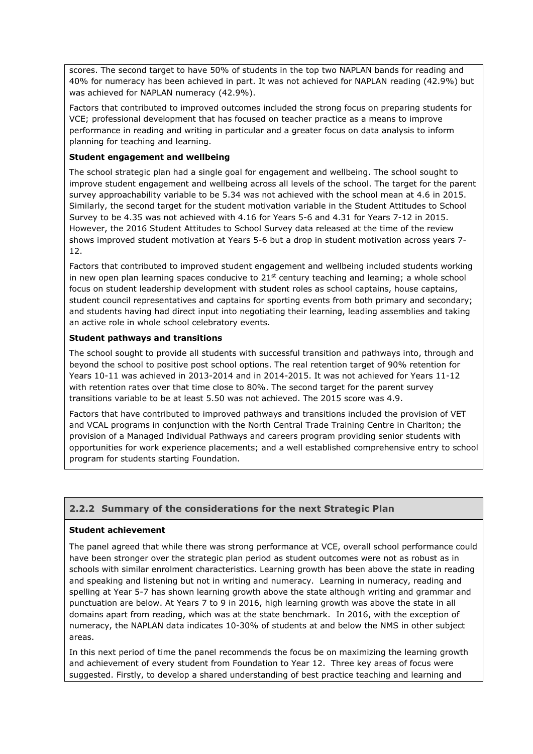scores. The second target to have 50% of students in the top two NAPLAN bands for reading and 40% for numeracy has been achieved in part. It was not achieved for NAPLAN reading (42.9%) but was achieved for NAPLAN numeracy (42.9%).

Factors that contributed to improved outcomes included the strong focus on preparing students for VCE; professional development that has focused on teacher practice as a means to improve performance in reading and writing in particular and a greater focus on data analysis to inform planning for teaching and learning.

**Student engagement and wellbeing**

The school strategic plan had a single goal for engagement and wellbeing. The school sought to improve student engagement and wellbeing across all levels of the school. The target for the parent survey approachability variable to be 5.34 was not achieved with the school mean at 4.6 in 2015. Similarly, the second target for the student motivation variable in the Student Attitudes to School Survey to be 4.35 was not achieved with 4.16 for Years 5-6 and 4.31 for Years 7-12 in 2015. However, the 2016 Student Attitudes to School Survey data released at the time of the review shows improved student motivation at Years 5-6 but a drop in student motivation across years 7-12.

Factors that contributed to improved student engagement and wellbeing included students working in new open plan learning spaces conducive to 21st century teaching and learning; a whole school focus on student leadership development with student roles as school captains, house captains, student council representatives and captains for sporting events from both primary and secondary; and students having had direct input into negotiating their learning, leading assemblies and taking an active role in whole school celebratory events.

**Student pathways and transitions**

The school sought to provide all students with successful transition and pathways into, through and beyond the school to positive post school options. The real retention target of 90% retention for Years 10-11 was achieved in 2013-2014 and in 2014-2015. It was not achieved for Years 11-12 with retention rates over that time close to 80%. The second target for the parent survey transitions variable to be at least 5.50 was not achieved. The 2015 score was 4.9.

Factors that have contributed to improved pathways and transitions included the provision of VET and VCAL programs in conjunction with the North Central Trade Training Centre in Charlton; the provision of a Managed Individual Pathways and careers program providing senior students with opportunities for work experience placements; and a well established comprehensive entry to school program for students starting Foundation.

### 2.2.2 Summary of the considerations for the next Strategic Plan

**Student achievement**

The panel agreed that while there was strong performance at VCE, overall school performance could have been stronger over the strategic plan period as student outcomes were not as robust as in schools with similar enrolment characteristics. Learning growth has been above the state in reading and speaking and listening but not in writing and numeracy. Learning in numeracy, reading and spelling at Year 5-7 has shown learning growth above the state although writing and grammar and punctuation are below. At Years 7 to 9 in 2016, high learning growth was above the state in all domains apart from reading, which was at the state benchmark. In 2016, with the exception of numeracy, the NAPLAN data indicates 10-30% of students at and below the NMS in other subject areas.

In this next period of time the panel recommends the focus be on maximizing the learning growth and achievement of every student from Foundation to Year 12. Three key areas of focus were suggested. Firstly, to develop a shared understanding of best practice teaching and learning and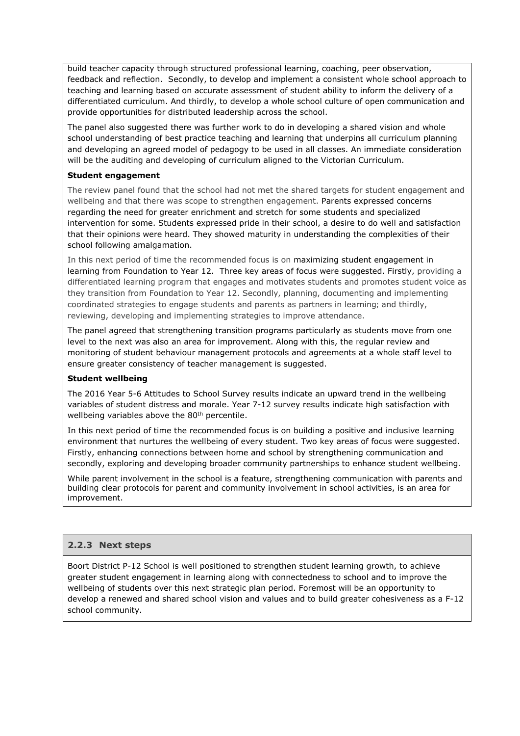build teacher capacity through structured professional learning, coaching, peer observation, feedback and reflection. Secondly, to develop and implement a consistent whole school approach to teaching and learning based on accurate assessment of student ability to inform the delivery of a differentiated curriculum. And thirdly, to develop a whole school culture of open communication and provide opportunities for distributed leadership across the school.

The panel also suggested there was further work to do in developing a shared vision and whole school understanding of best practice teaching and learning that underpins all curriculum planning and developing an agreed model of pedagogy to be used in all classes. An immediate consideration will be the auditing and developing of curriculum aligned to the Victorian Curriculum.

**Student engagement**

The review panel found that the school had not met the shared targets for student engagement and wellbeing and that there was scope to strengthen engagement. Parents expressed concerns regarding the need for greater enrichment and stretch for some students and specialized intervention for some. Students expressed pride in their school, a desire to do well and satisfaction that their opinions were heard. They showed maturity in understanding the complexities of their school following amalgamation.

In this next period of time the recommended focus is on maximizing student engagement in learning from Foundation to Year 12. Three key areas of focus were suggested. Firstly, providing a differentiated learning program that engages and motivates students and promotes student voice as they transition from Foundation to Year 12. Secondly, planning, documenting and implementing coordinated strategies to engage students and parents as partners in learning; and thirdly, reviewing, developing and implementing strategies to improve attendance.

The panel agreed that strengthening transition programs particularly as students move from one level to the next was also an area for improvement. Along with this, the regular review and monitoring of student behaviour management protocols and agreements at a whole staff level to ensure greater consistency of teacher management is suggested.

**Student wellbeing**

The 2016 Year 5-6 Attitudes to School Survey results indicate an upward trend in the wellbeing variables of student distress and morale. Year 7-12 survey results indicate high satisfaction with wellbeing variables above the 80th percentile.

In this next period of time the recommended focus is on building a positive and inclusive learning environment that nurtures the wellbeing of every student. Two key areas of focus were suggested. Firstly, enhancing connections between home and school by strengthening communication and secondly, exploring and developing broader community partnerships to enhance student wellbeing.

While parent involvement in the school is a feature, strengthening communication with parents and building clear protocols for parent and community involvement in school activities, is an area for improvement.

### 2.2.3 Next steps

Boort District P-12 School is well positioned to strengthen student learning growth, to achieve greater student engagement in learning along with connectedness to school and to improve the wellbeing of students over this next strategic plan period. Foremost will be an opportunity to develop a renewed and shared school vision and values and to build greater cohesiveness as a F-12 school community.